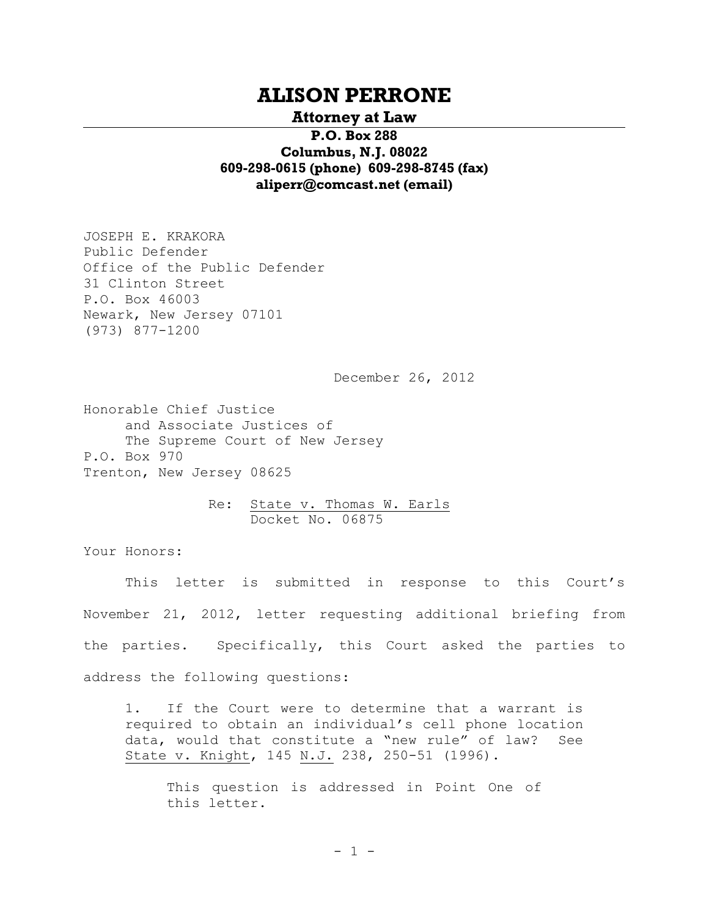# ALISON PERRONE

**Attorney at Law**

**P.O. Box 288**
**Columbus, N.J. 08022**
**609-298-0615 (phone) 609-298-8745 (fax)**
**aliperr@comcast.net (email)**

JOSEPH E. KRAKORA
Public Defender
Office of the Public Defender
31 Clinton Street
P.O. Box 46003
Newark, New Jersey 07101
(973) 877-1200

December 26, 2012

Honorable Chief Justice
and Associate Justices of
The Supreme Court of New Jersey
P.O. Box 970
Trenton, New Jersey 08625

Re: State v. Thomas W. Earls
Docket No. 06875

Your Honors:

This letter is submitted in response to this Court's November 21, 2012, letter requesting additional briefing from the parties. Specifically, this Court asked the parties to address the following questions:

> 1. If the Court were to determine that a warrant is required to obtain an individual's cell phone location data, would that constitute a "new rule" of law? See State v. Knight, 145 N.J. 238, 250-51 (1996).
>
> This question is addressed in Point One of this letter.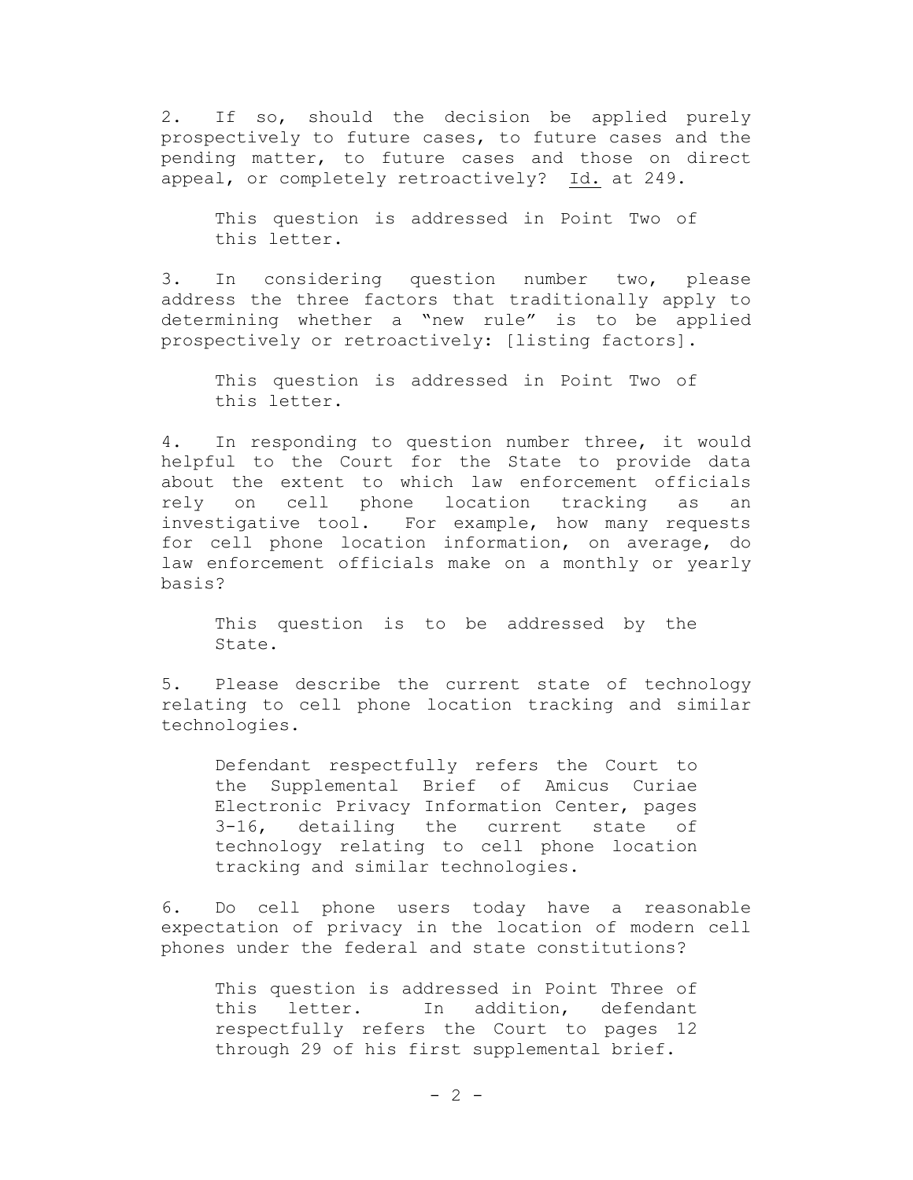2. If so, should the decision be applied purely prospectively to future cases, to future cases and the pending matter, to future cases and those on direct appeal, or completely retroactively? Id. at 249.

> This question is addressed in Point Two of this letter.

3. In considering question number two, please address the three factors that traditionally apply to determining whether a "new rule" is to be applied prospectively or retroactively: [listing factors].

> This question is addressed in Point Two of this letter.

4. In responding to question number three, it would helpful to the Court for the State to provide data about the extent to which law enforcement officials rely on cell phone location tracking as an investigative tool. For example, how many requests for cell phone location information, on average, do law enforcement officials make on a monthly or yearly basis?

> This question is to be addressed by the State.

5. Please describe the current state of technology relating to cell phone location tracking and similar technologies.

> Defendant respectfully refers the Court to the Supplemental Brief of Amicus Curiae Electronic Privacy Information Center, pages 3-16, detailing the current state of technology relating to cell phone location tracking and similar technologies.

6. Do cell phone users today have a reasonable expectation of privacy in the location of modern cell phones under the federal and state constitutions?

> This question is addressed in Point Three of this letter. In addition, defendant respectfully refers the Court to pages 12 through 29 of his first supplemental brief.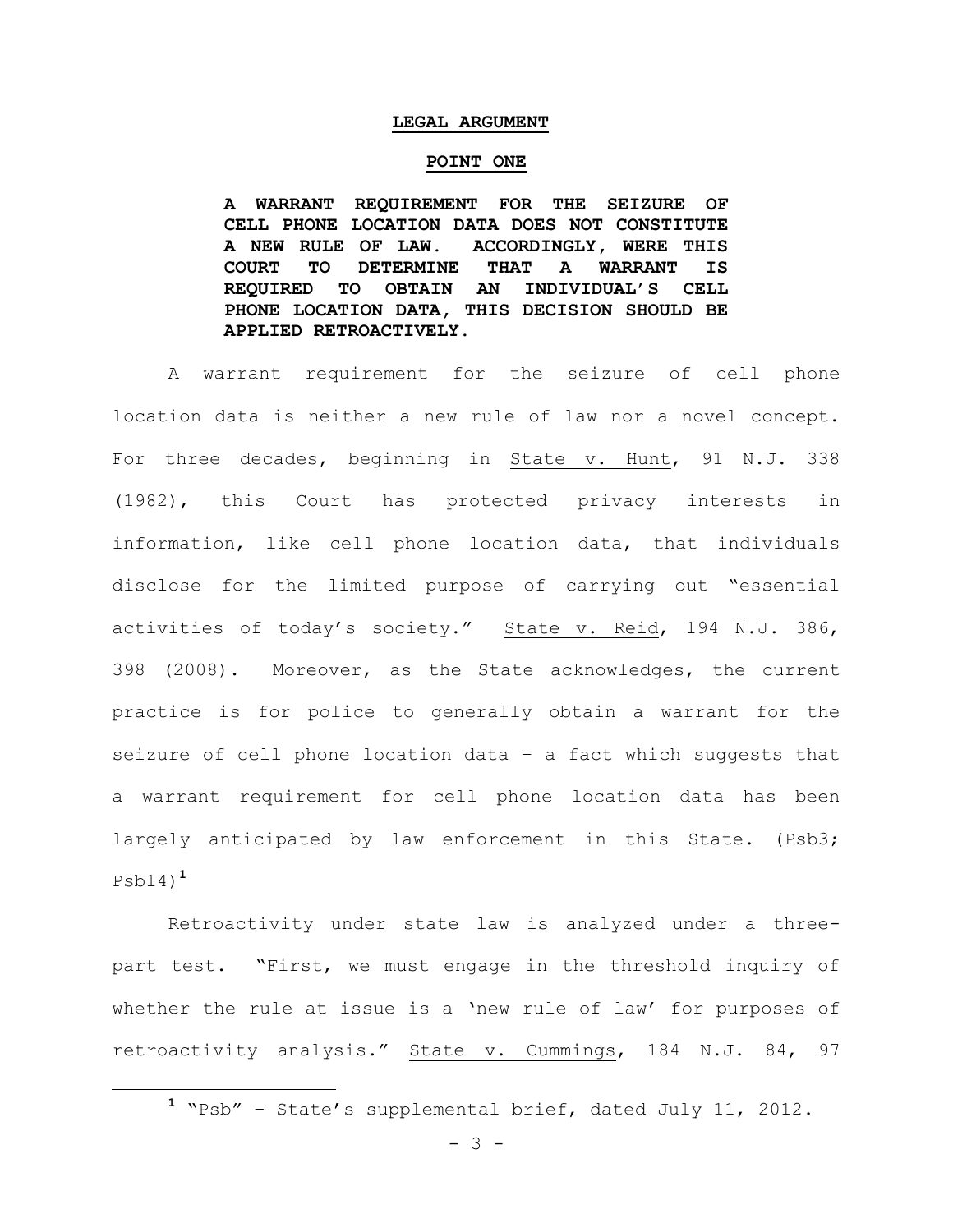**LEGAL ARGUMENT**

**POINT ONE**

**A WARRANT REQUIREMENT FOR THE SEIZURE OF CELL PHONE LOCATION DATA DOES NOT CONSTITUTE A NEW RULE OF LAW. ACCORDINGLY, WERE THIS COURT TO DETERMINE THAT A WARRANT IS REQUIRED TO OBTAIN AN INDIVIDUAL'S CELL PHONE LOCATION DATA, THIS DECISION SHOULD BE APPLIED RETROACTIVELY.**

A warrant requirement for the seizure of cell phone location data is neither a new rule of law nor a novel concept. For three decades, beginning in State v. Hunt, 91 N.J. 338 (1982), this Court has protected privacy interests in information, like cell phone location data, that individuals disclose for the limited purpose of carrying out "essential activities of today's society." State v. Reid, 194 N.J. 386, 398 (2008). Moreover, as the State acknowledges, the current practice is for police to generally obtain a warrant for the seizure of cell phone location data – a fact which suggests that a warrant requirement for cell phone location data has been largely anticipated by law enforcement in this State. (Psb3; Psb14)[1]

Retroactivity under state law is analyzed under a three-part test. "First, we must engage in the threshold inquiry of whether the rule at issue is a 'new rule of law' for purposes of retroactivity analysis." State v. Cummings, 184 N.J. 84, 97

[1] "Psb" – State's supplemental brief, dated July 11, 2012.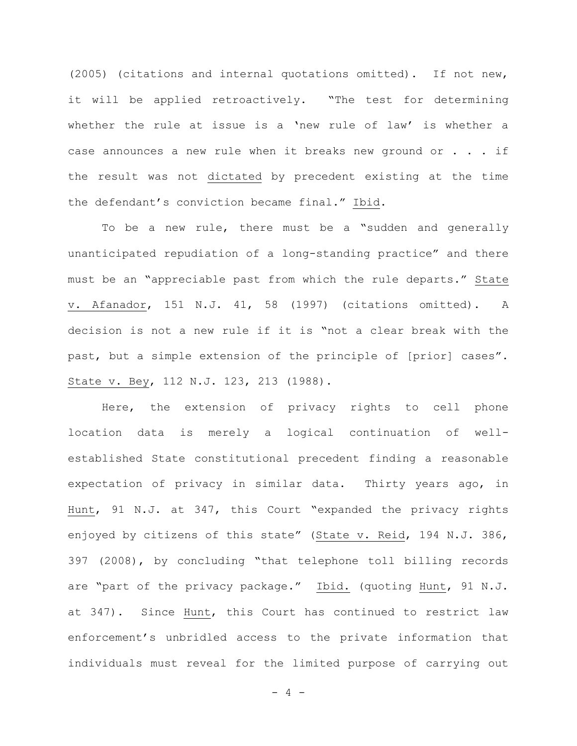(2005) (citations and internal quotations omitted). If not new, it will be applied retroactively. "The test for determining whether the rule at issue is a 'new rule of law' is whether a case announces a new rule when it breaks new ground or . . . if the result was not <u>dictated</u> by precedent existing at the time the defendant's conviction became final." <u>Ibid</u>.

To be a new rule, there must be a "sudden and generally unanticipated repudiation of a long-standing practice" and there must be an "appreciable past from which the rule departs." <u>State v. Afanador</u>, 151 N.J. 41, 58 (1997) (citations omitted). A decision is not a new rule if it is "not a clear break with the past, but a simple extension of the principle of [prior] cases". <u>State v. Bey</u>, 112 N.J. 123, 213 (1988).

Here, the extension of privacy rights to cell phone location data is merely a logical continuation of well-established State constitutional precedent finding a reasonable expectation of privacy in similar data. Thirty years ago, in <u>Hunt</u>, 91 N.J. at 347, this Court "expanded the privacy rights enjoyed by citizens of this state" (<u>State v. Reid</u>, 194 N.J. 386, 397 (2008), by concluding "that telephone toll billing records are "part of the privacy package." <u>Ibid.</u> (quoting <u>Hunt</u>, 91 N.J. at 347). Since <u>Hunt</u>, this Court has continued to restrict law enforcement's unbridled access to the private information that individuals must reveal for the limited purpose of carrying out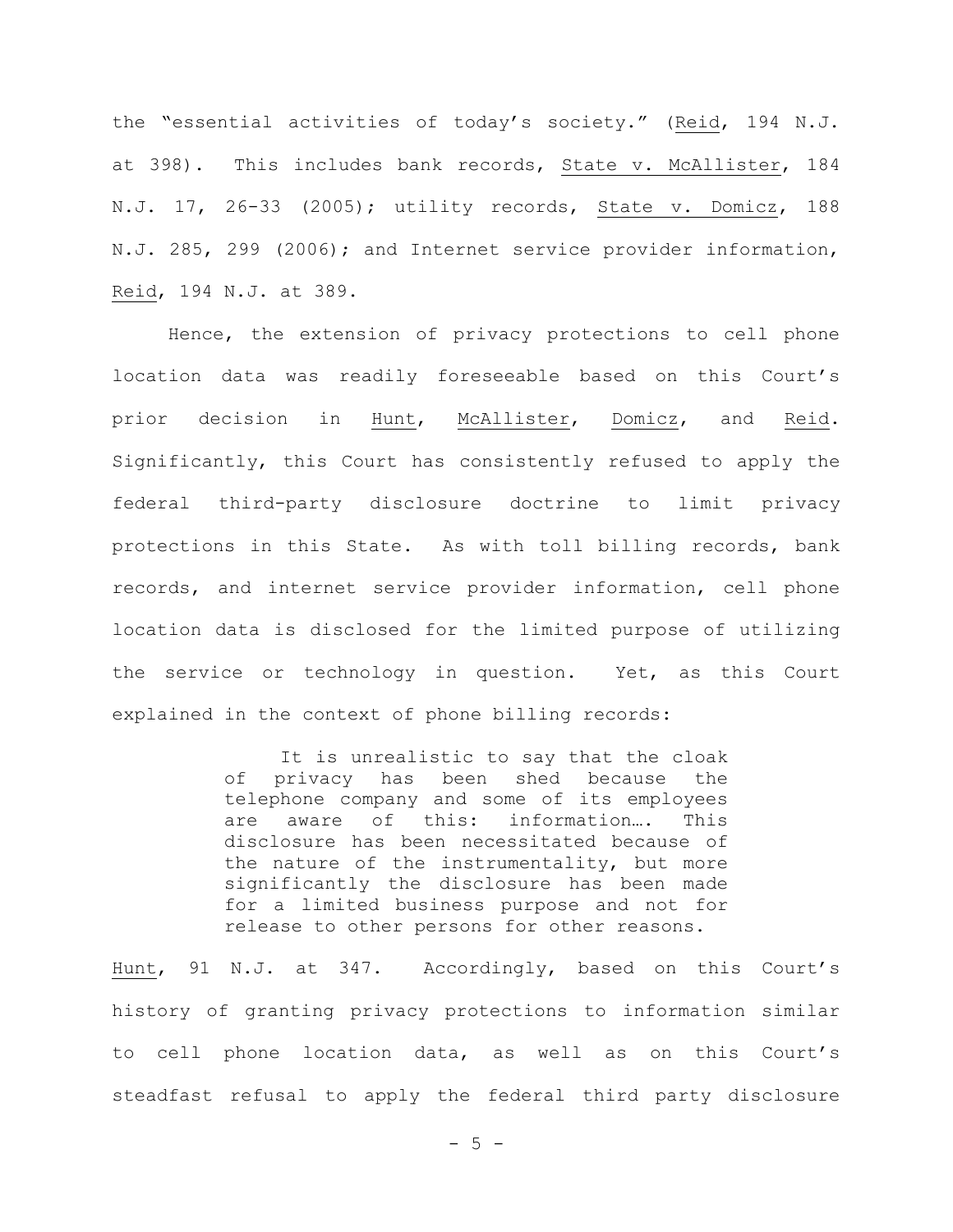the "essential activities of today's society." (Reid, 194 N.J. at 398). This includes bank records, State v. McAllister, 184 N.J. 17, 26-33 (2005); utility records, State v. Domicz, 188 N.J. 285, 299 (2006); and Internet service provider information, Reid, 194 N.J. at 389.

Hence, the extension of privacy protections to cell phone location data was readily foreseeable based on this Court's prior decision in Hunt, McAllister, Domicz, and Reid. Significantly, this Court has consistently refused to apply the federal third-party disclosure doctrine to limit privacy protections in this State. As with toll billing records, bank records, and internet service provider information, cell phone location data is disclosed for the limited purpose of utilizing the service or technology in question. Yet, as this Court explained in the context of phone billing records:

> It is unrealistic to say that the cloak of privacy has been shed because the telephone company and some of its employees are aware of this: information…. This disclosure has been necessitated because of the nature of the instrumentality, but more significantly the disclosure has been made for a limited business purpose and not for release to other persons for other reasons.

Hunt, 91 N.J. at 347. Accordingly, based on this Court's history of granting privacy protections to information similar to cell phone location data, as well as on this Court's steadfast refusal to apply the federal third party disclosure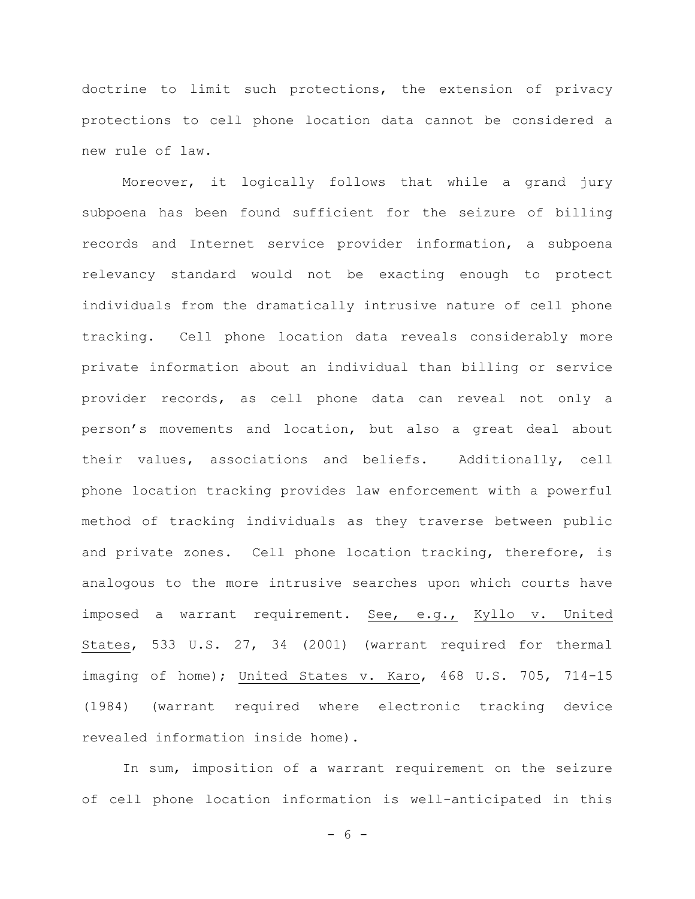doctrine to limit such protections, the extension of privacy protections to cell phone location data cannot be considered a new rule of law.

Moreover, it logically follows that while a grand jury subpoena has been found sufficient for the seizure of billing records and Internet service provider information, a subpoena relevancy standard would not be exacting enough to protect individuals from the dramatically intrusive nature of cell phone tracking. Cell phone location data reveals considerably more private information about an individual than billing or service provider records, as cell phone data can reveal not only a person's movements and location, but also a great deal about their values, associations and beliefs. Additionally, cell phone location tracking provides law enforcement with a powerful method of tracking individuals as they traverse between public and private zones. Cell phone location tracking, therefore, is analogous to the more intrusive searches upon which courts have imposed a warrant requirement. See, e.g., Kyllo v. United States, 533 U.S. 27, 34 (2001) (warrant required for thermal imaging of home); United States v. Karo, 468 U.S. 705, 714-15 (1984) (warrant required where electronic tracking device revealed information inside home).

In sum, imposition of a warrant requirement on the seizure of cell phone location information is well-anticipated in this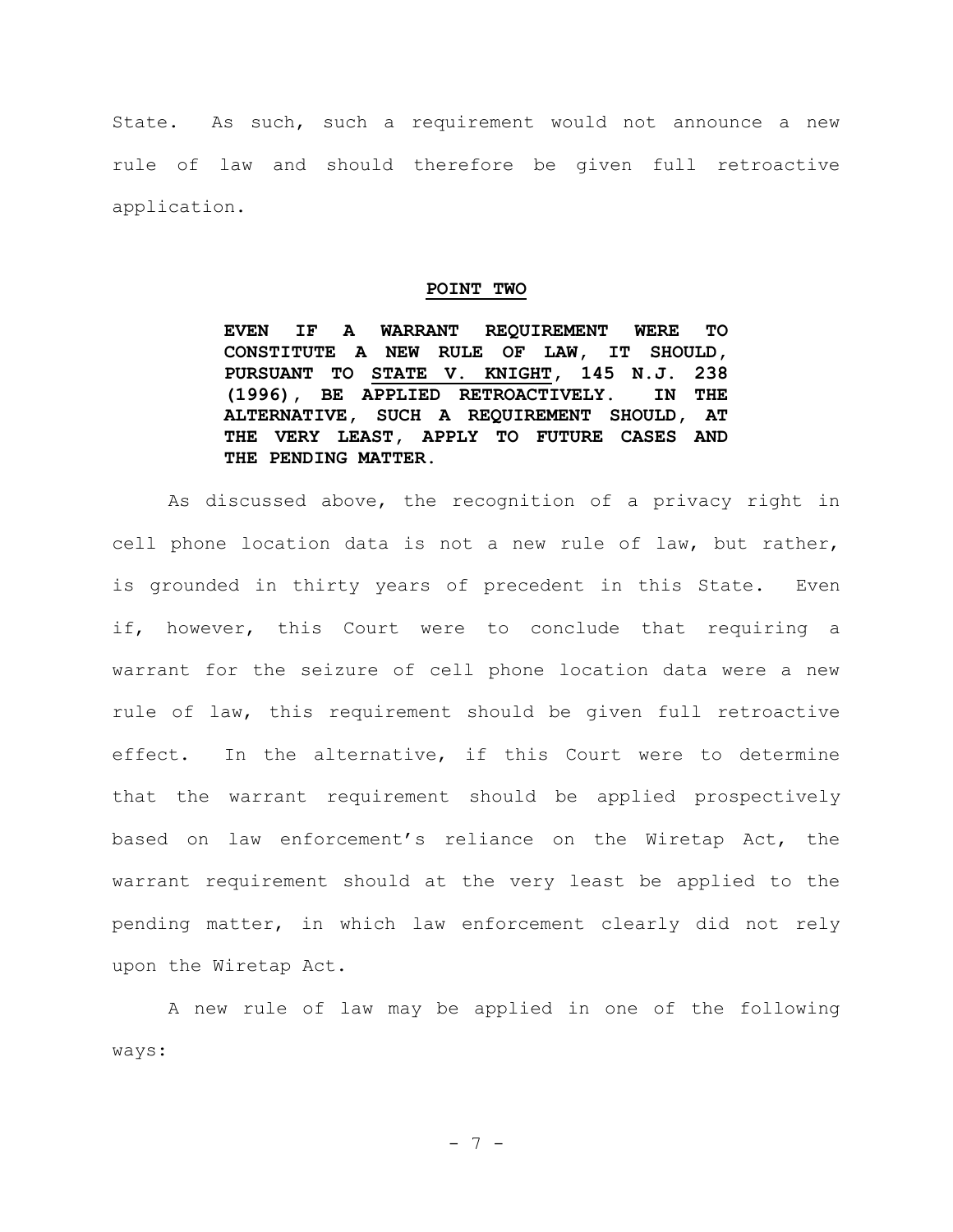State. As such, such a requirement would not announce a new rule of law and should therefore be given full retroactive application.

## POINT TWO

**EVEN IF A WARRANT REQUIREMENT WERE TO CONSTITUTE A NEW RULE OF LAW, IT SHOULD, PURSUANT TO STATE V. KNIGHT, 145 N.J. 238 (1996), BE APPLIED RETROACTIVELY. IN THE ALTERNATIVE, SUCH A REQUIREMENT SHOULD, AT THE VERY LEAST, APPLY TO FUTURE CASES AND THE PENDING MATTER.**

As discussed above, the recognition of a privacy right in cell phone location data is not a new rule of law, but rather, is grounded in thirty years of precedent in this State. Even if, however, this Court were to conclude that requiring a warrant for the seizure of cell phone location data were a new rule of law, this requirement should be given full retroactive effect. In the alternative, if this Court were to determine that the warrant requirement should be applied prospectively based on law enforcement's reliance on the Wiretap Act, the warrant requirement should at the very least be applied to the pending matter, in which law enforcement clearly did not rely upon the Wiretap Act.

A new rule of law may be applied in one of the following ways: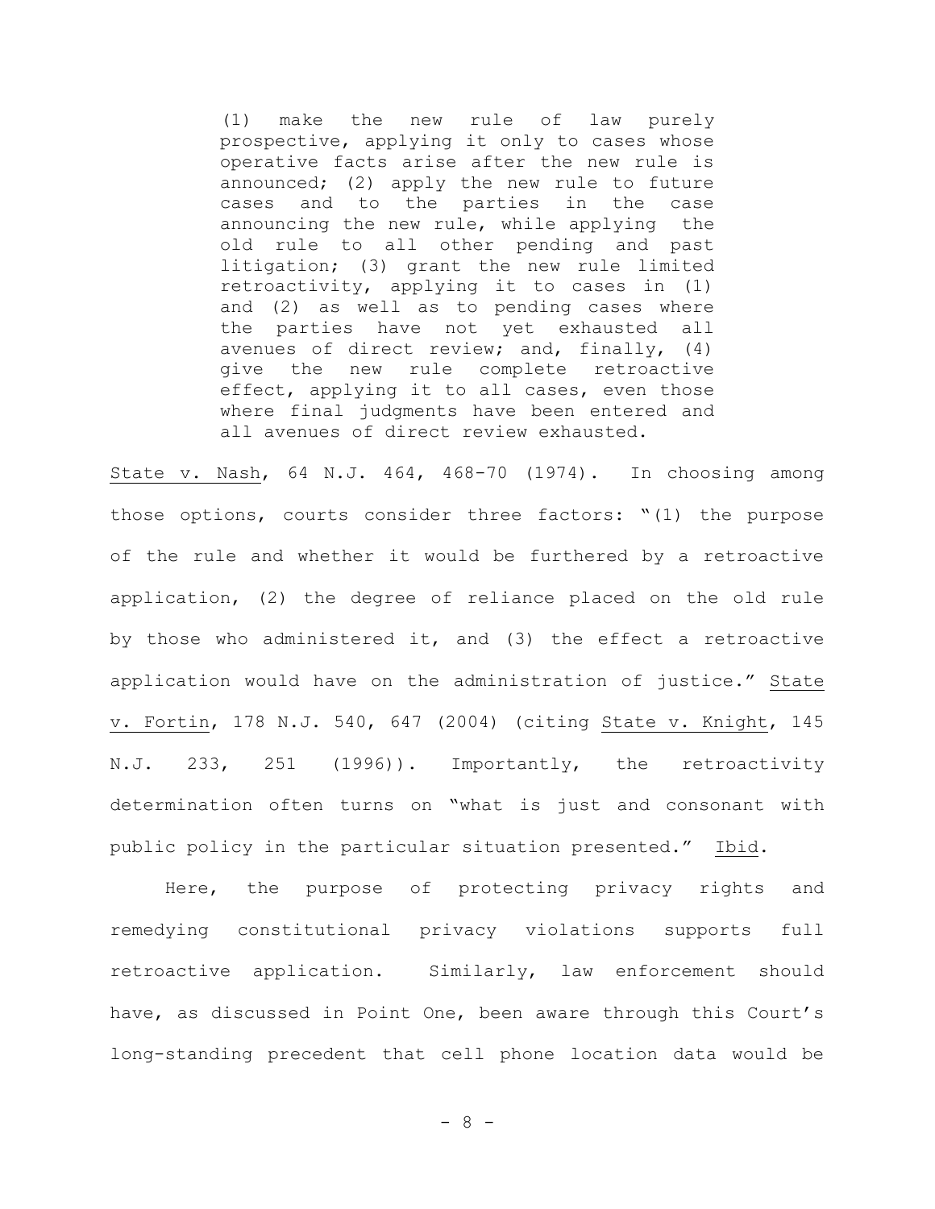> (1) make the new rule of law purely prospective, applying it only to cases whose operative facts arise after the new rule is announced; (2) apply the new rule to future cases and to the parties in the case announcing the new rule, while applying the old rule to all other pending and past litigation; (3) grant the new rule limited retroactivity, applying it to cases in (1) and (2) as well as to pending cases where the parties have not yet exhausted all avenues of direct review; and, finally, (4) give the new rule complete retroactive effect, applying it to all cases, even those where final judgments have been entered and all avenues of direct review exhausted.

State v. Nash, 64 N.J. 464, 468-70 (1974). In choosing among those options, courts consider three factors: "(1) the purpose of the rule and whether it would be furthered by a retroactive application, (2) the degree of reliance placed on the old rule by those who administered it, and (3) the effect a retroactive application would have on the administration of justice." State v. Fortin, 178 N.J. 540, 647 (2004) (citing State v. Knight, 145 N.J. 233, 251 (1996)). Importantly, the retroactivity determination often turns on "what is just and consonant with public policy in the particular situation presented." Ibid.

Here, the purpose of protecting privacy rights and remedying constitutional privacy violations supports full retroactive application. Similarly, law enforcement should have, as discussed in Point One, been aware through this Court's long-standing precedent that cell phone location data would be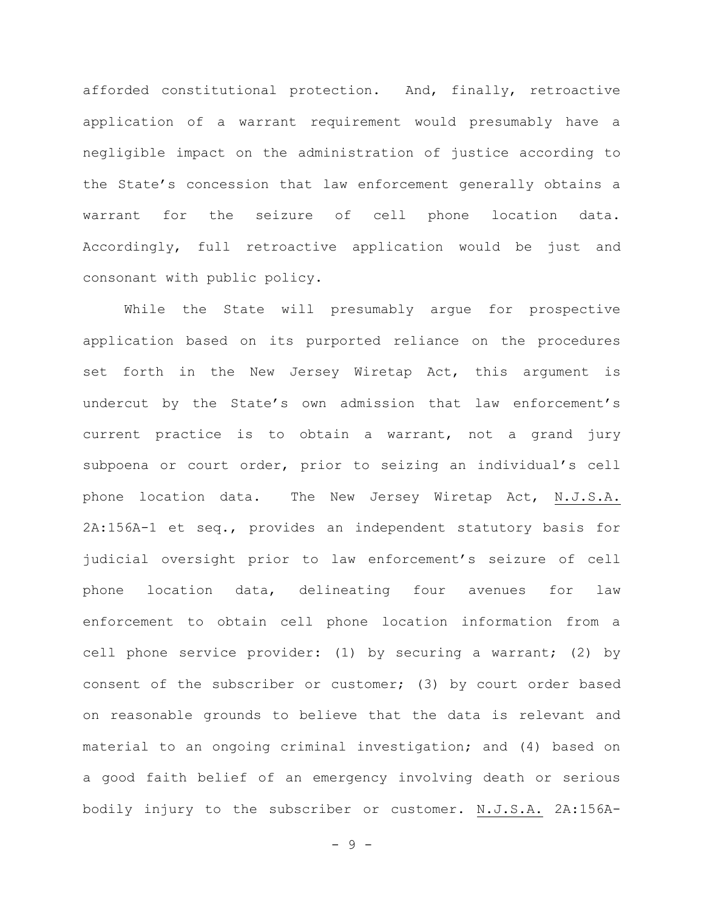afforded constitutional protection. And, finally, retroactive application of a warrant requirement would presumably have a negligible impact on the administration of justice according to the State's concession that law enforcement generally obtains a warrant for the seizure of cell phone location data. Accordingly, full retroactive application would be just and consonant with public policy.

While the State will presumably argue for prospective application based on its purported reliance on the procedures set forth in the New Jersey Wiretap Act, this argument is undercut by the State's own admission that law enforcement's current practice is to obtain a warrant, not a grand jury subpoena or court order, prior to seizing an individual's cell phone location data. The New Jersey Wiretap Act, N.J.S.A. 2A:156A-1 et seq., provides an independent statutory basis for judicial oversight prior to law enforcement's seizure of cell phone location data, delineating four avenues for law enforcement to obtain cell phone location information from a cell phone service provider: (1) by securing a warrant; (2) by consent of the subscriber or customer; (3) by court order based on reasonable grounds to believe that the data is relevant and material to an ongoing criminal investigation; and (4) based on a good faith belief of an emergency involving death or serious bodily injury to the subscriber or customer. N.J.S.A. 2A:156A-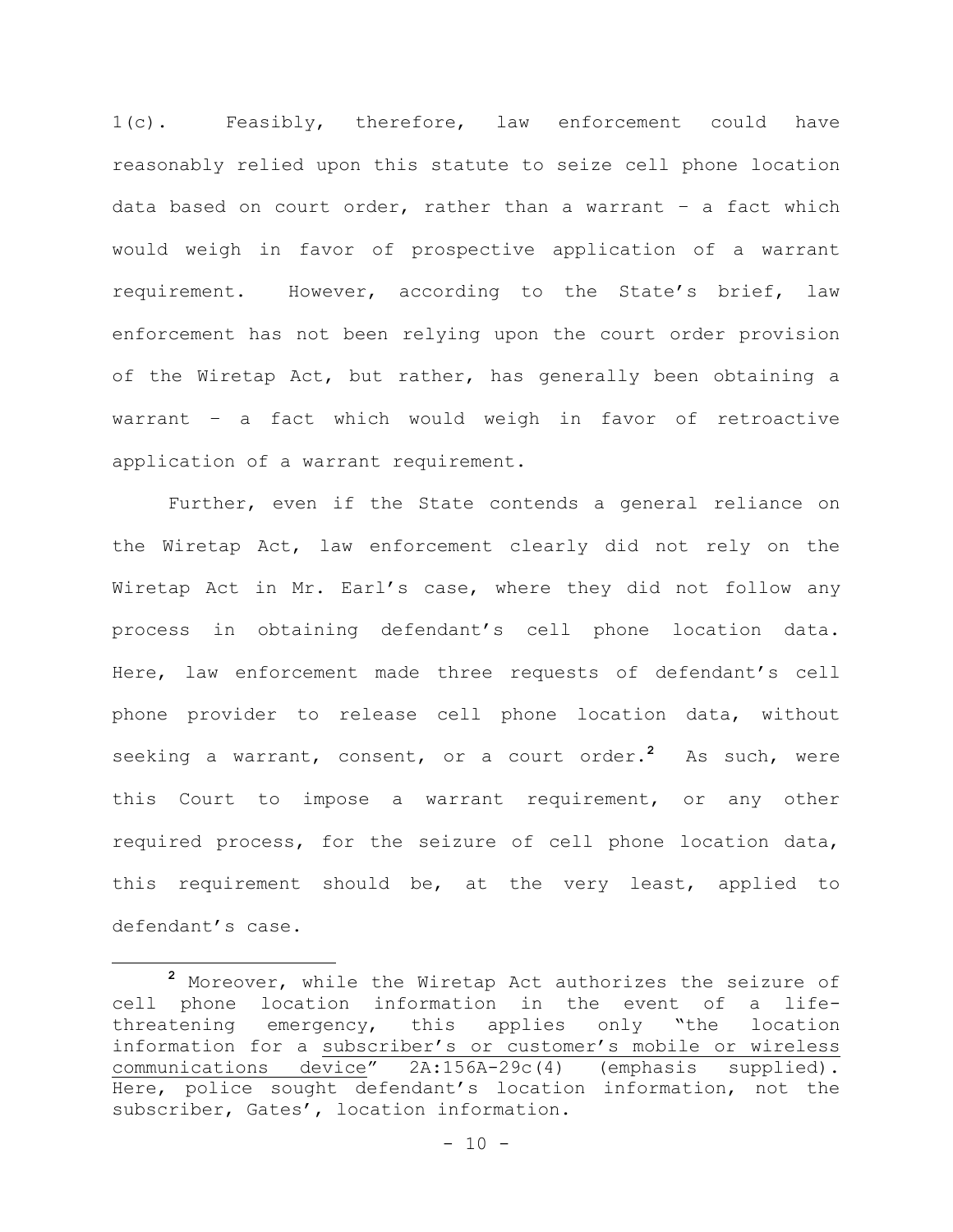1(c). Feasibly, therefore, law enforcement could have reasonably relied upon this statute to seize cell phone location data based on court order, rather than a warrant – a fact which would weigh in favor of prospective application of a warrant requirement. However, according to the State's brief, law enforcement has not been relying upon the court order provision of the Wiretap Act, but rather, has generally been obtaining a warrant – a fact which would weigh in favor of retroactive application of a warrant requirement.

Further, even if the State contends a general reliance on the Wiretap Act, law enforcement clearly did not rely on the Wiretap Act in Mr. Earl's case, where they did not follow any process in obtaining defendant's cell phone location data. Here, law enforcement made three requests of defendant's cell phone provider to release cell phone location data, without seeking a warrant, consent, or a court order.[2] As such, were this Court to impose a warrant requirement, or any other required process, for the seizure of cell phone location data, this requirement should be, at the very least, applied to defendant's case.

---

[2] Moreover, while the Wiretap Act authorizes the seizure of cell phone location information in the event of a life-threatening emergency, this applies only "the location information for a <u>subscriber's or customer's mobile or wireless communications device</u>" 2A:156A-29c(4) (emphasis supplied). Here, police sought defendant's location information, not the subscriber, Gates', location information.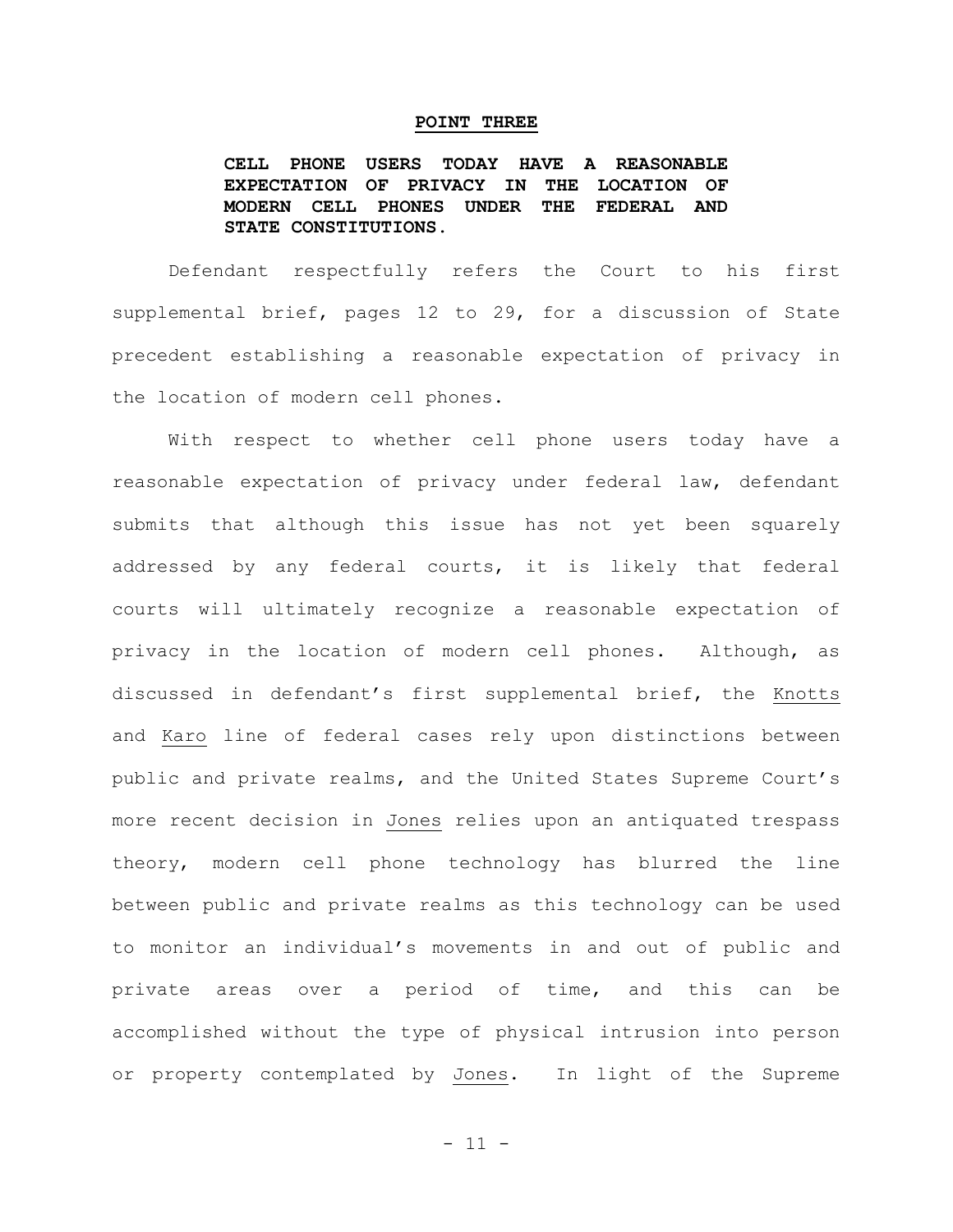**POINT THREE**

**CELL PHONE USERS TODAY HAVE A REASONABLE EXPECTATION OF PRIVACY IN THE LOCATION OF MODERN CELL PHONES UNDER THE FEDERAL AND STATE CONSTITUTIONS.**

Defendant respectfully refers the Court to his first supplemental brief, pages 12 to 29, for a discussion of State precedent establishing a reasonable expectation of privacy in the location of modern cell phones.

With respect to whether cell phone users today have a reasonable expectation of privacy under federal law, defendant submits that although this issue has not yet been squarely addressed by any federal courts, it is likely that federal courts will ultimately recognize a reasonable expectation of privacy in the location of modern cell phones. Although, as discussed in defendant's first supplemental brief, the Knotts and Karo line of federal cases rely upon distinctions between public and private realms, and the United States Supreme Court's more recent decision in Jones relies upon an antiquated trespass theory, modern cell phone technology has blurred the line between public and private realms as this technology can be used to monitor an individual's movements in and out of public and private areas over a period of time, and this can be accomplished without the type of physical intrusion into person or property contemplated by Jones. In light of the Supreme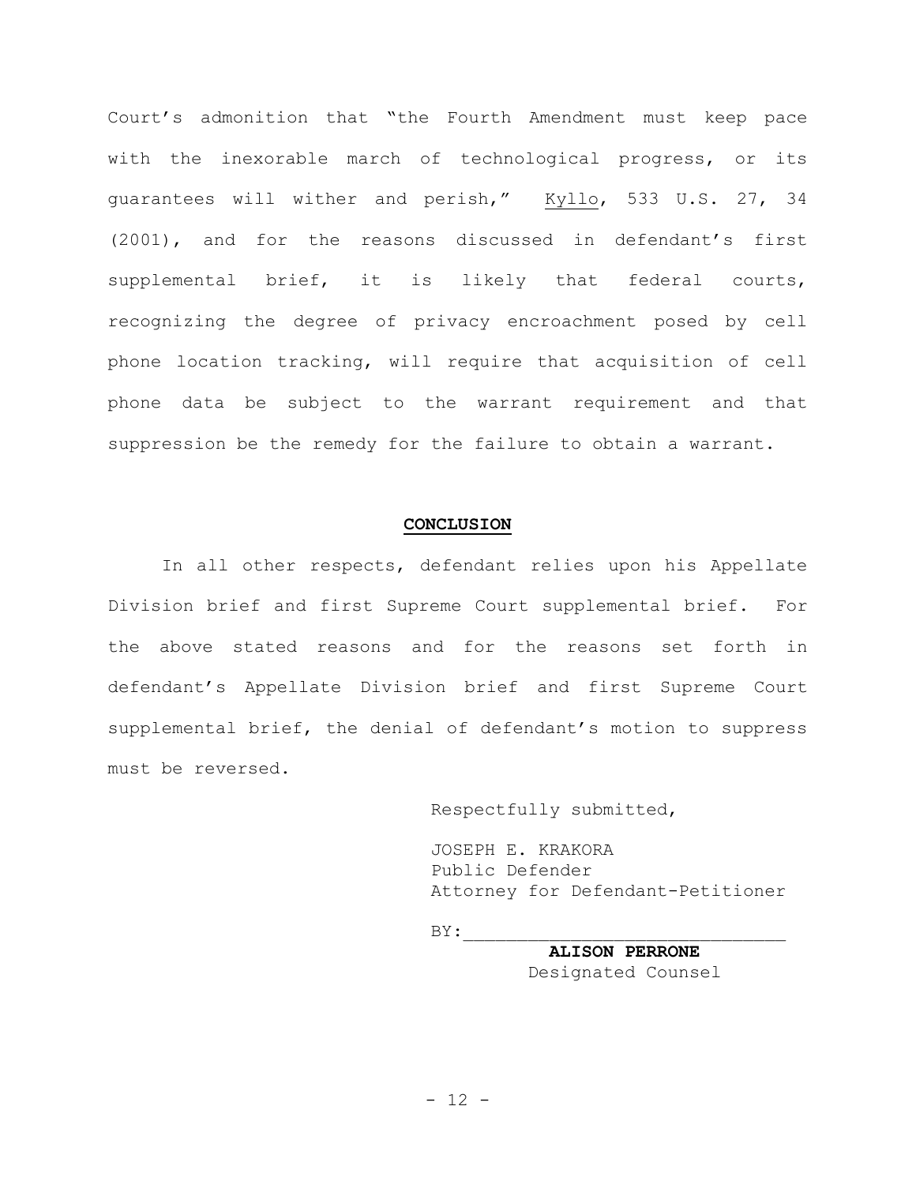Court's admonition that "the Fourth Amendment must keep pace with the inexorable march of technological progress, or its guarantees will wither and perish," Kyllo, 533 U.S. 27, 34 (2001), and for the reasons discussed in defendant's first supplemental brief, it is likely that federal courts, recognizing the degree of privacy encroachment posed by cell phone location tracking, will require that acquisition of cell phone data be subject to the warrant requirement and that suppression be the remedy for the failure to obtain a warrant.

## CONCLUSION

In all other respects, defendant relies upon his Appellate Division brief and first Supreme Court supplemental brief. For the above stated reasons and for the reasons set forth in defendant's Appellate Division brief and first Supreme Court supplemental brief, the denial of defendant's motion to suppress must be reversed.

Respectfully submitted,

JOSEPH E. KRAKORA
Public Defender
Attorney for Defendant-Petitioner

BY:______________________________

**ALISON PERRONE**
Designated Counsel